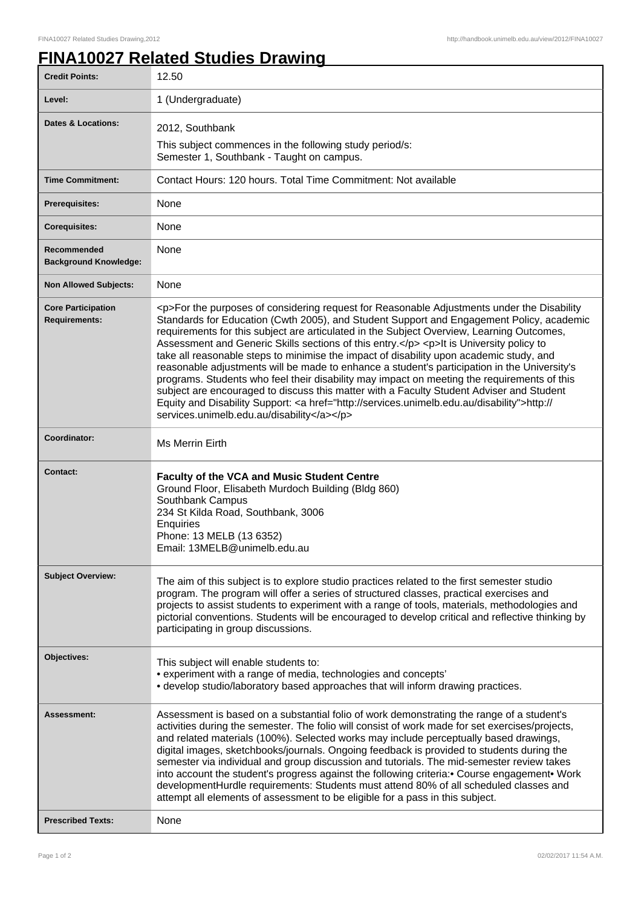# FINA10027 Related Studies Drawing

| | |
|---|---|
| **Credit Points:** | 12.50 |
| **Level:** | 1 (Undergraduate) |
| **Dates & Locations:** | 2012, Southbank<br>This subject commences in the following study period/s:<br>Semester 1, Southbank - Taught on campus. |
| **Time Commitment:** | Contact Hours: 120 hours. Total Time Commitment: Not available |
| **Prerequisites:** | None |
| **Corequisites:** | None |
| **Recommended Background Knowledge:** | None |
| **Non Allowed Subjects:** | None |
| **Core Participation Requirements:** | <p>For the purposes of considering request for Reasonable Adjustments under the Disability Standards for Education (Cwth 2005), and Student Support and Engagement Policy, academic requirements for this subject are articulated in the Subject Overview, Learning Outcomes, Assessment and Generic Skills sections of this entry.</p> <p>It is University policy to take all reasonable steps to minimise the impact of disability upon academic study, and reasonable adjustments will be made to enhance a student's participation in the University's programs. Students who feel their disability may impact on meeting the requirements of this subject are encouraged to discuss this matter with a Faculty Student Adviser and Student Equity and Disability Support: <a href="http://services.unimelb.edu.au/disability">http://services.unimelb.edu.au/disability</a></p> |
| **Coordinator:** | Ms Merrin Eirth |
| **Contact:** | **Faculty of the VCA and Music Student Centre**<br>Ground Floor, Elisabeth Murdoch Building (Bldg 860)<br>Southbank Campus<br>234 St Kilda Road, Southbank, 3006<br>Enquiries<br>Phone: 13 MELB (13 6352)<br>Email: 13MELB@unimelb.edu.au |
| **Subject Overview:** | The aim of this subject is to explore studio practices related to the first semester studio program. The program will offer a series of structured classes, practical exercises and projects to assist students to experiment with a range of tools, materials, methodologies and pictorial conventions. Students will be encouraged to develop critical and reflective thinking by participating in group discussions. |
| **Objectives:** | This subject will enable students to:<br>• experiment with a range of media, technologies and concepts'<br>• develop studio/laboratory based approaches that will inform drawing practices. |
| **Assessment:** | Assessment is based on a substantial folio of work demonstrating the range of a student's activities during the semester. The folio will consist of work made for set exercises/projects, and related materials (100%). Selected works may include perceptually based drawings, digital images, sketchbooks/journals. Ongoing feedback is provided to students during the semester via individual and group discussion and tutorials. The mid-semester review takes into account the student's progress against the following criteria:• Course engagement• Work developmentHurdle requirements: Students must attend 80% of all scheduled classes and attempt all elements of assessment to be eligible for a pass in this subject. |
| **Prescribed Texts:** | None |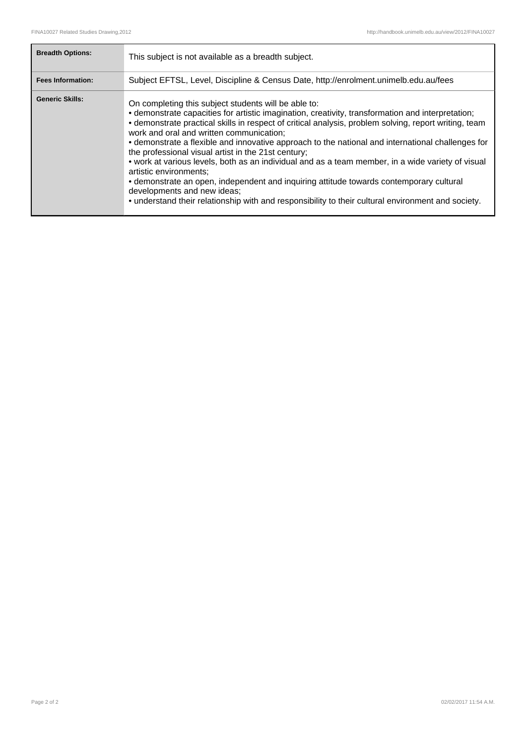| | |
|---|---|
| **Breadth Options:** | This subject is not available as a breadth subject. |
| **Fees Information:** | Subject EFTSL, Level, Discipline & Census Date, http://enrolment.unimelb.edu.au/fees |
| **Generic Skills:** | On completing this subject students will be able to:<br>• demonstrate capacities for artistic imagination, creativity, transformation and interpretation;<br>• demonstrate practical skills in respect of critical analysis, problem solving, report writing, team work and oral and written communication;<br>• demonstrate a flexible and innovative approach to the national and international challenges for the professional visual artist in the 21st century;<br>• work at various levels, both as an individual and as a team member, in a wide variety of visual artistic environments;<br>• demonstrate an open, independent and inquiring attitude towards contemporary cultural developments and new ideas;<br>• understand their relationship with and responsibility to their cultural environment and society. |